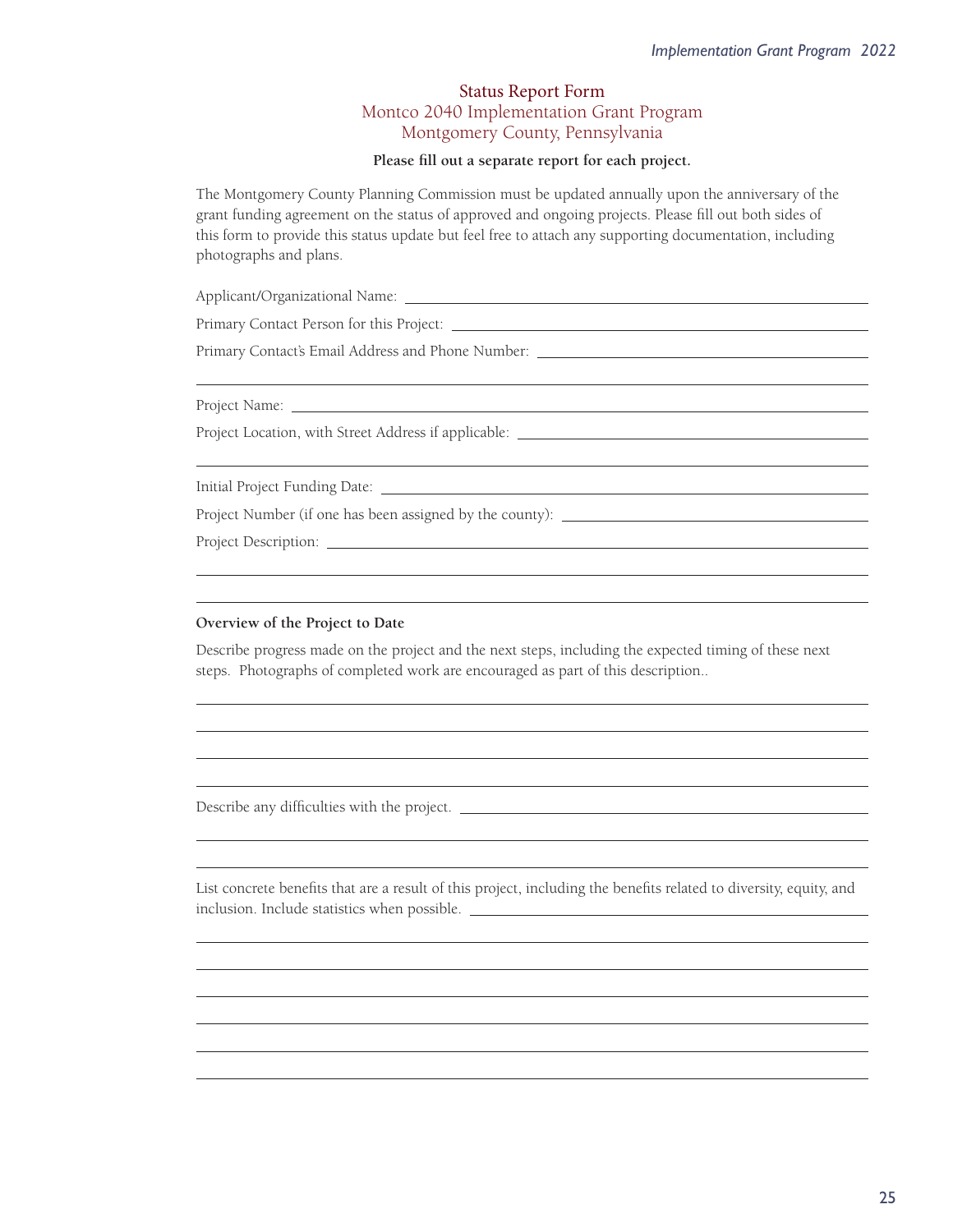# Status Report Form

## Montco 2040 Implementation Grant Program
## Montgomery County, Pennsylvania

**Please fill out a separate report for each project.**

The Montgomery County Planning Commission must be updated annually upon the anniversary of the grant funding agreement on the status of approved and ongoing projects. Please fill out both sides of this form to provide this status update but feel free to attach any supporting documentation, including photographs and plans.

Applicant/Organizational Name: ______________________________

Primary Contact Person for this Project: ______________________________

Primary Contact's Email Address and Phone Number: ______________________________

______________________________

Project Name: ______________________________

Project Location, with Street Address if applicable: ______________________________

______________________________

Initial Project Funding Date: ______________________________

Project Number (if one has been assigned by the county): ______________________________

Project Description: ______________________________

______________________________

______________________________

**Overview of the Project to Date**

Describe progress made on the project and the next steps, including the expected timing of these next steps. Photographs of completed work are encouraged as part of this description..

______________________________

______________________________

______________________________

______________________________

Describe any difficulties with the project. ______________________________

______________________________

______________________________

List concrete benefits that are a result of this project, including the benefits related to diversity, equity, and inclusion. Include statistics when possible. ______________________________

______________________________

______________________________

______________________________

______________________________

______________________________

______________________________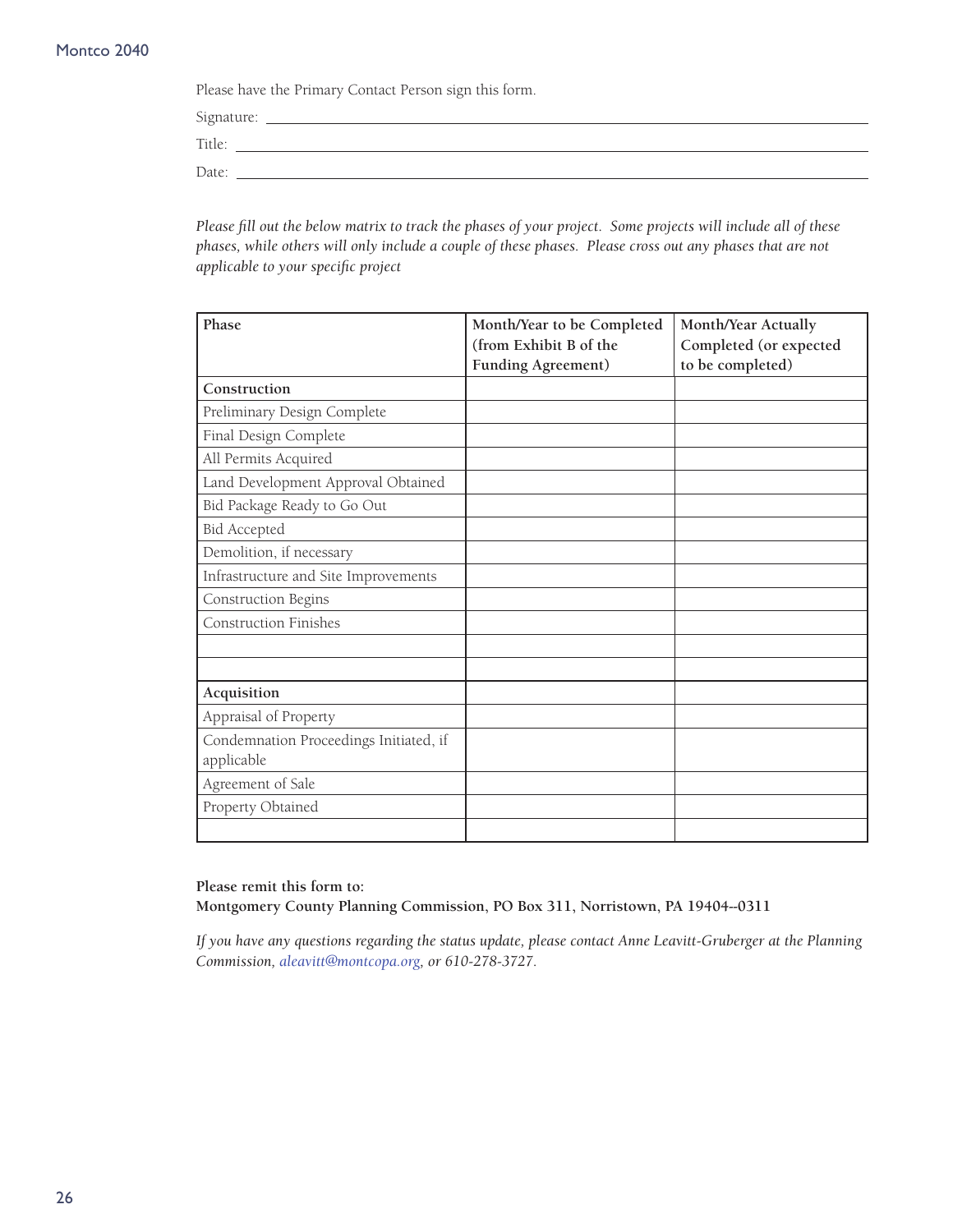Please have the Primary Contact Person sign this form.

Signature: ____________________________________________

Title: ____________________________________________

Date: ____________________________________________

*Please fill out the below matrix to track the phases of your project. Some projects will include all of these phases, while others will only include a couple of these phases. Please cross out any phases that are not applicable to your specific project*

| Phase | Month/Year to be Completed (from Exhibit B of the Funding Agreement) | Month/Year Actually Completed (or expected to be completed) |
|---|---|---|
| **Construction** | | |
| Preliminary Design Complete | | |
| Final Design Complete | | |
| All Permits Acquired | | |
| Land Development Approval Obtained | | |
| Bid Package Ready to Go Out | | |
| Bid Accepted | | |
| Demolition, if necessary | | |
| Infrastructure and Site Improvements | | |
| Construction Begins | | |
| Construction Finishes | | |
| | | |
| | | |
| **Acquisition** | | |
| Appraisal of Property | | |
| Condemnation Proceedings Initiated, if applicable | | |
| Agreement of Sale | | |
| Property Obtained | | |
| | | |

**Please remit this form to:**
**Montgomery County Planning Commission, PO Box 311, Norristown, PA 19404--0311**

*If you have any questions regarding the status update, please contact Anne Leavitt-Gruberger at the Planning Commission, aleavitt@montcopa.org, or 610-278-3727.*